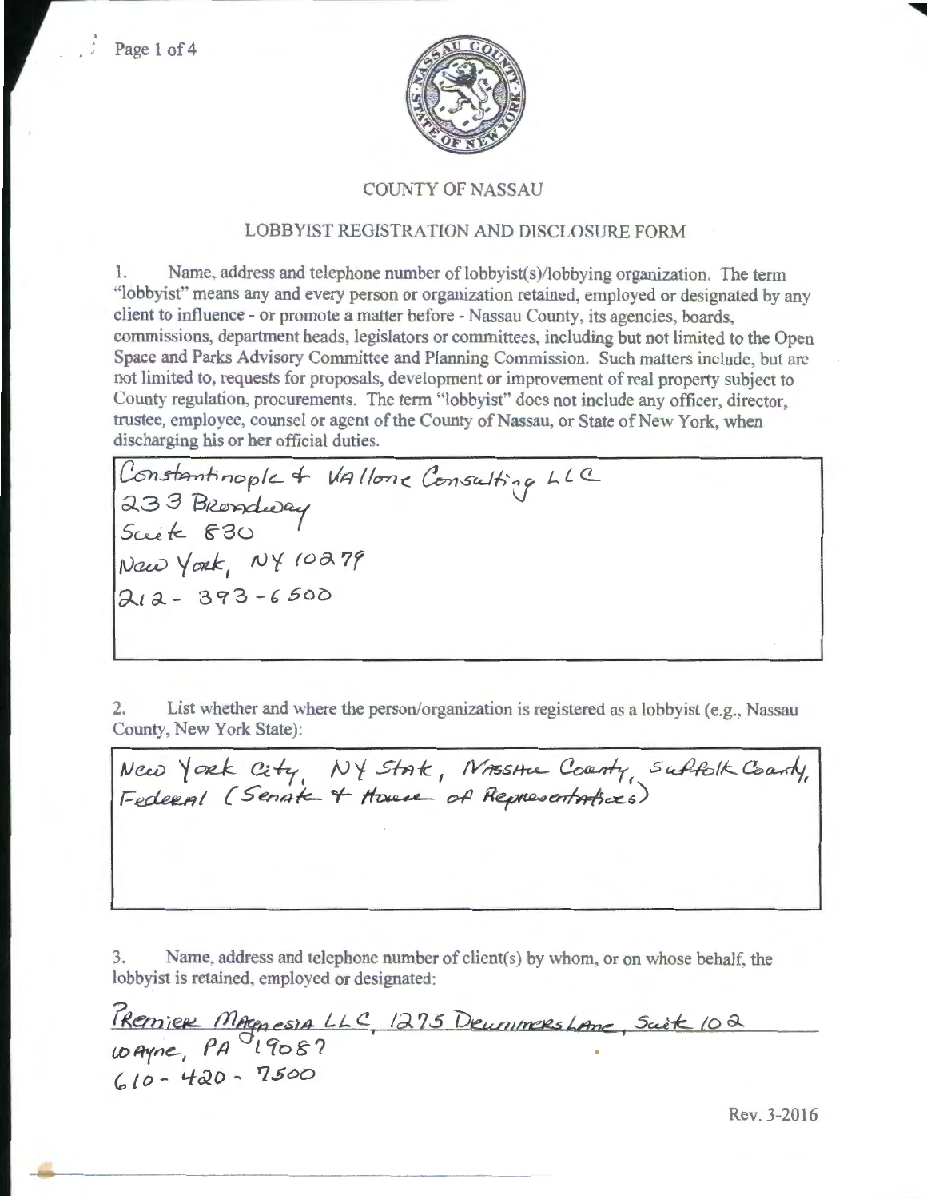# COUNTY OF NASSAU

## LOBBYIST REGISTRATION AND DISCLOSURE FORM

1. Name, address and telephone number of lobbyist(s)/lobbying organization. The term "lobbyist" means any and every person or organization retained, employed or designated by any client to influence - or promote a matter before - Nassau County, its agencies, boards, commissions, department heads, legislators or committees, including but not limited to the Open Space and Parks Advisory Committee and Planning Commission. Such matters include, but are not limited to, requests for proposals, development or improvement of real property subject to County regulation, procurements. The term "lobbyist" does not include any officer, director, trustee, employee, counsel or agent of the County of Nassau, or State of New York, when discharging his or her official duties.

Constantinople & Vallone Consulting LLC
233 Broadway
Suite 830
New York, NY 10279
212-393-6500

2. List whether and where the person/organization is registered as a lobbyist (e.g., Nassau County, New York State):

New York City, NY State, Nassau County, Suffolk County, Federal (Senate & House of Representatives)

3. Name, address and telephone number of client(s) by whom, or on whose behalf, the lobbyist is retained, employed or designated:

Premier Magnesia LLC, 1275 Drummers Lane, Suite 102
Wayne, PA 19087
610-420-7500

Rev. 3-2016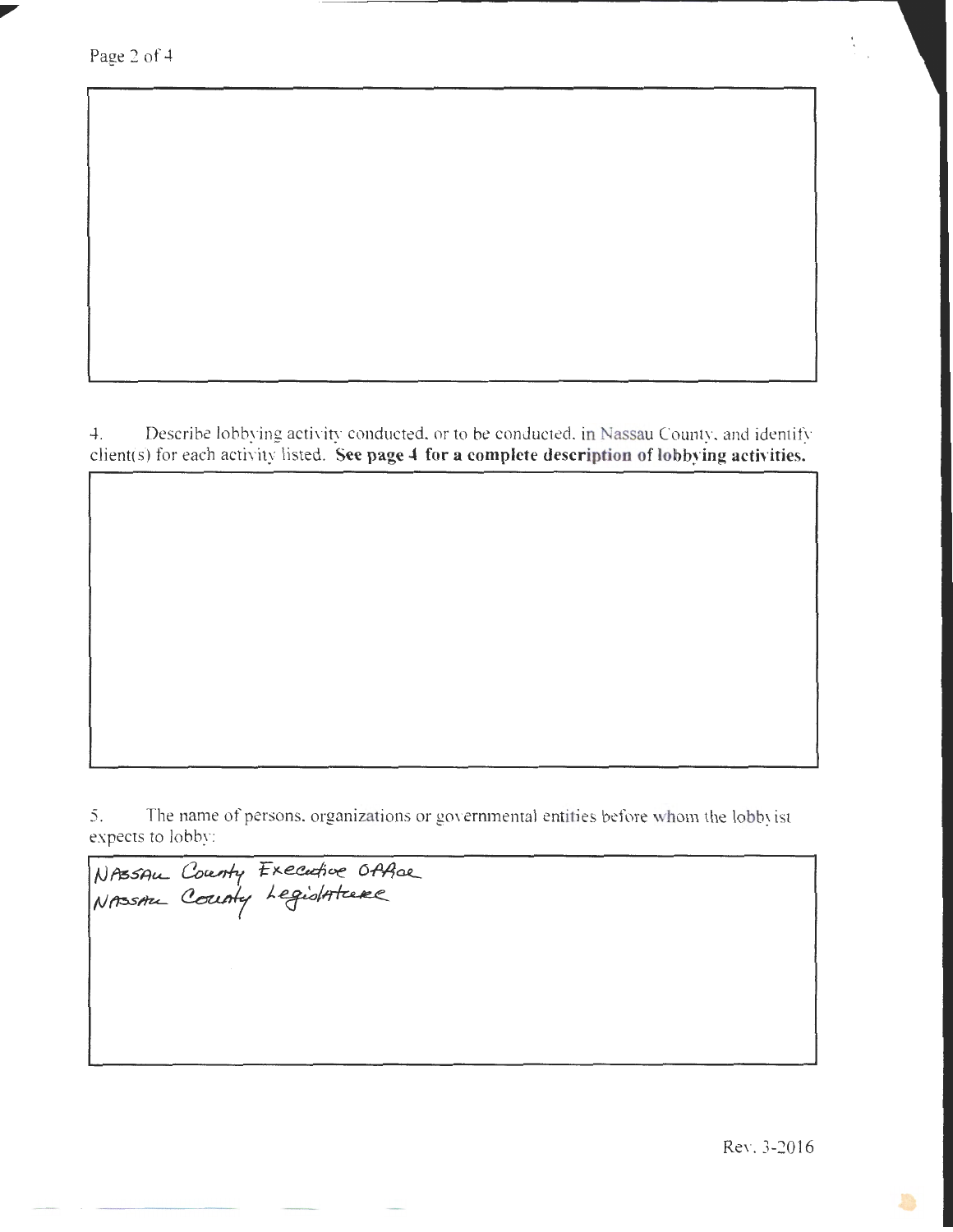4. Describe lobbying activity conducted, or to be conducted, in Nassau County, and identify client(s) for each activity listed. **See page 4 for a complete description of lobbying activities.**

5. The name of persons, organizations or governmental entities before whom the lobbyist expects to lobby:

NASSAU County Executive Office
NASSAU County Legislature

Rev. 3-2016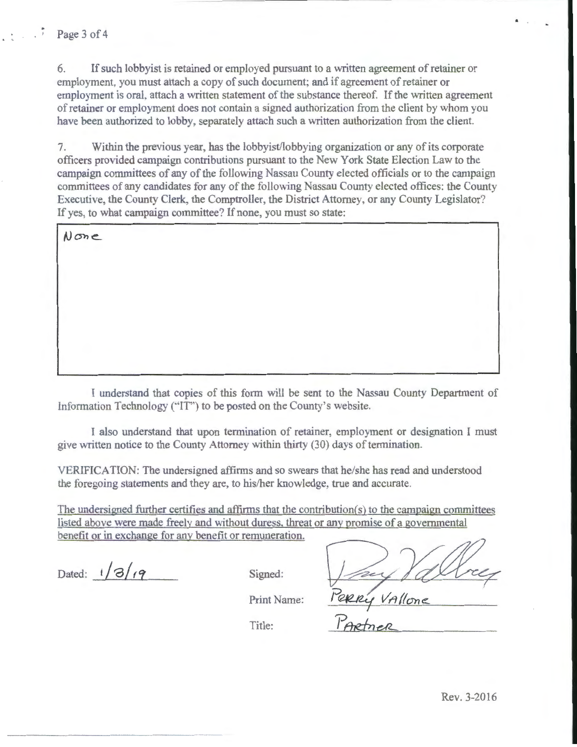6. If such lobbyist is retained or employed pursuant to a written agreement of retainer or employment, you must attach a copy of such document; and if agreement of retainer or employment is oral, attach a written statement of the substance thereof. If the written agreement of retainer or employment does not contain a signed authorization from the client by whom you have been authorized to lobby, separately attach such a written authorization from the client.

7. Within the previous year, has the lobbyist/lobbying organization or any of its corporate officers provided campaign contributions pursuant to the New York State Election Law to the campaign committees of any of the following Nassau County elected officials or to the campaign committees of any candidates for any of the following Nassau County elected offices: the County Executive, the County Clerk, the Comptroller, the District Attorney, or any County Legislator? If yes, to what campaign committee? If none, you must so state:

None

I understand that copies of this form will be sent to the Nassau County Department of Information Technology ("IT") to be posted on the County's website.

I also understand that upon termination of retainer, employment or designation I must give written notice to the County Attorney within thirty (30) days of termination.

VERIFICATION: The undersigned affirms and so swears that he/she has read and understood the foregoing statements and they are, to his/her knowledge, true and accurate.

The undersigned further certifies and affirms that the contribution(s) to the campaign committees listed above were made freely and without duress, threat or any promise of a governmental benefit or in exchange for any benefit or remuneration.

Dated: 1/3/19

Signed: [signature]

Print Name: Perry Vallone

Title: Partner

Rev. 3-2016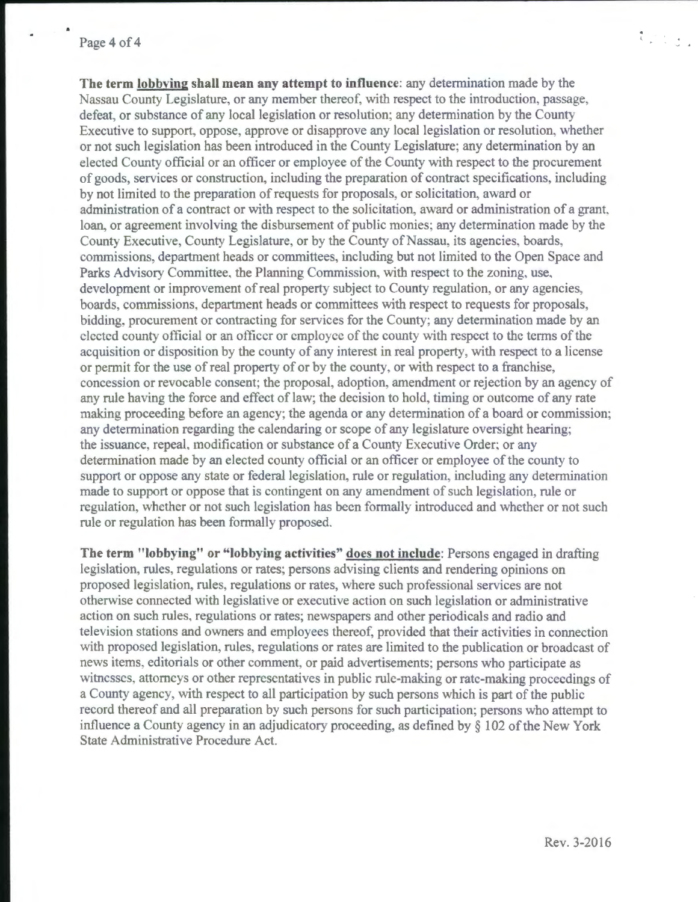**The term <u>lobbying</u> shall mean any attempt to influence**: any determination made by the Nassau County Legislature, or any member thereof, with respect to the introduction, passage, defeat, or substance of any local legislation or resolution; any determination by the County Executive to support, oppose, approve or disapprove any local legislation or resolution, whether or not such legislation has been introduced in the County Legislature; any determination by an elected County official or an officer or employee of the County with respect to the procurement of goods, services or construction, including the preparation of contract specifications, including by not limited to the preparation of requests for proposals, or solicitation, award or administration of a contract or with respect to the solicitation, award or administration of a grant, loan, or agreement involving the disbursement of public monies; any determination made by the County Executive, County Legislature, or by the County of Nassau, its agencies, boards, commissions, department heads or committees, including but not limited to the Open Space and Parks Advisory Committee, the Planning Commission, with respect to the zoning, use, development or improvement of real property subject to County regulation, or any agencies, boards, commissions, department heads or committees with respect to requests for proposals, bidding, procurement or contracting for services for the County; any determination made by an elected county official or an officer or employee of the county with respect to the terms of the acquisition or disposition by the county of any interest in real property, with respect to a license or permit for the use of real property of or by the county, or with respect to a franchise, concession or revocable consent; the proposal, adoption, amendment or rejection by an agency of any rule having the force and effect of law; the decision to hold, timing or outcome of any rate making proceeding before an agency; the agenda or any determination of a board or commission; any determination regarding the calendaring or scope of any legislature oversight hearing; the issuance, repeal, modification or substance of a County Executive Order; or any determination made by an elected county official or an officer or employee of the county to support or oppose any state or federal legislation, rule or regulation, including any determination made to support or oppose that is contingent on any amendment of such legislation, rule or regulation, whether or not such legislation has been formally introduced and whether or not such rule or regulation has been formally proposed.

**The term "lobbying" or "lobbying activities" <u>does not include</u>**: Persons engaged in drafting legislation, rules, regulations or rates; persons advising clients and rendering opinions on proposed legislation, rules, regulations or rates, where such professional services are not otherwise connected with legislative or executive action on such legislation or administrative action on such rules, regulations or rates; newspapers and other periodicals and radio and television stations and owners and employees thereof, provided that their activities in connection with proposed legislation, rules, regulations or rates are limited to the publication or broadcast of news items, editorials or other comment, or paid advertisements; persons who participate as witnesses, attorneys or other representatives in public rule-making or rate-making proceedings of a County agency, with respect to all participation by such persons which is part of the public record thereof and all preparation by such persons for such participation; persons who attempt to influence a County agency in an adjudicatory proceeding, as defined by § 102 of the New York State Administrative Procedure Act.

Rev. 3-2016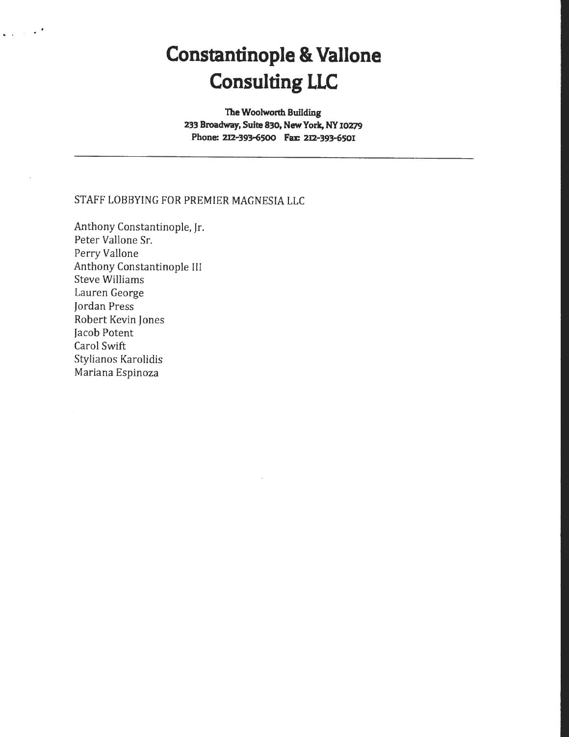# Constantinople & Vallone Consulting LLC

**The Woolworth Building**
**233 Broadway, Suite 830, New York, NY 10279**
**Phone: 212-393-6500 Fax: 212-393-6501**

---

STAFF LOBBYING FOR PREMIER MAGNESIA LLC

Anthony Constantinople, Jr.
Peter Vallone Sr.
Perry Vallone
Anthony Constantinople III
Steve Williams
Lauren George
Jordan Press
Robert Kevin Jones
Jacob Potent
Carol Swift
Stylianos Karolidis
Mariana Espinoza